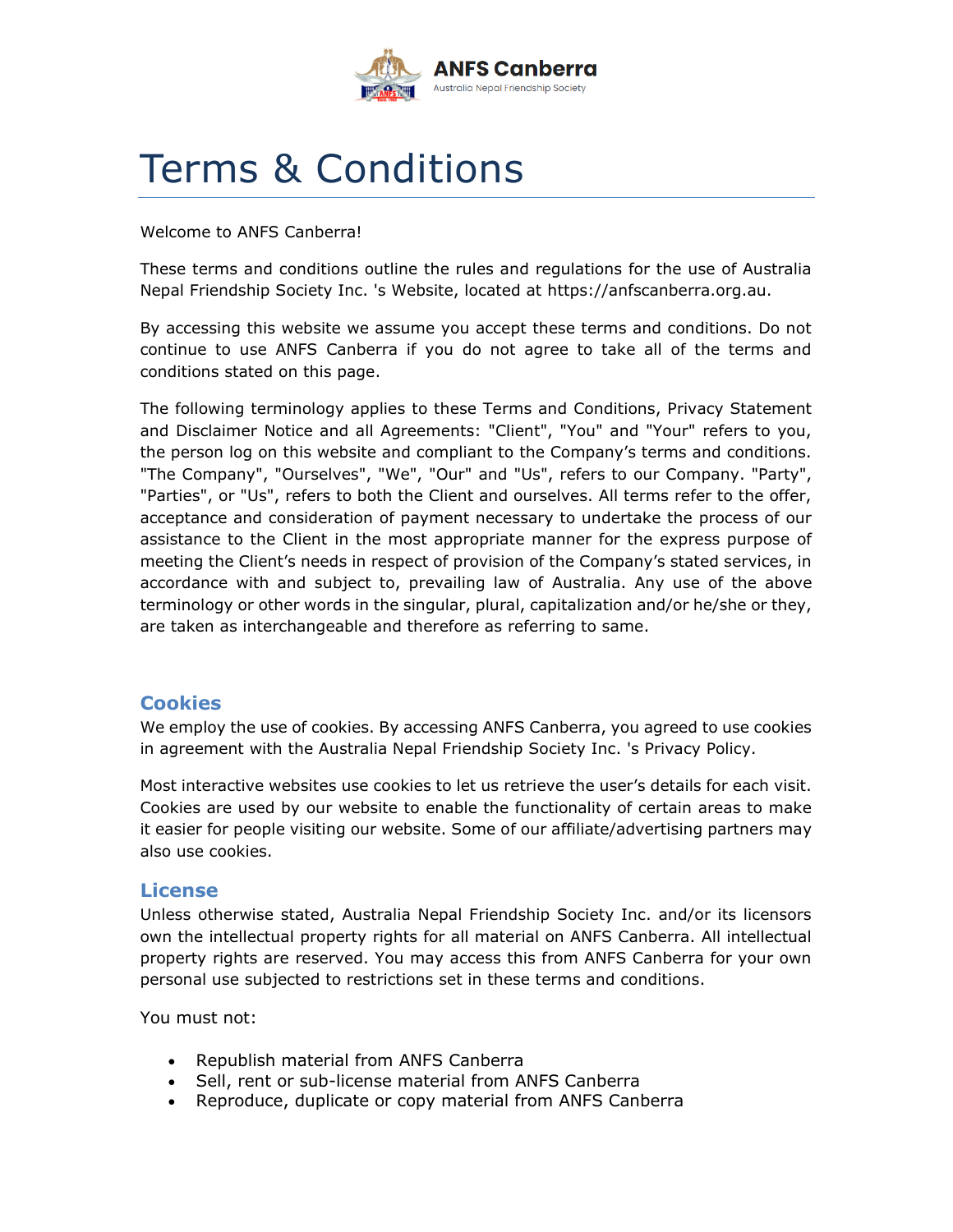ANFS Canberra
Australia Nepal Friendship Society

# Terms & Conditions

Welcome to ANFS Canberra!

These terms and conditions outline the rules and regulations for the use of Australia Nepal Friendship Society Inc. 's Website, located at https://anfscanberra.org.au.

By accessing this website we assume you accept these terms and conditions. Do not continue to use ANFS Canberra if you do not agree to take all of the terms and conditions stated on this page.

The following terminology applies to these Terms and Conditions, Privacy Statement and Disclaimer Notice and all Agreements: "Client", "You" and "Your" refers to you, the person log on this website and compliant to the Company's terms and conditions. "The Company", "Ourselves", "We", "Our" and "Us", refers to our Company. "Party", "Parties", or "Us", refers to both the Client and ourselves. All terms refer to the offer, acceptance and consideration of payment necessary to undertake the process of our assistance to the Client in the most appropriate manner for the express purpose of meeting the Client's needs in respect of provision of the Company's stated services, in accordance with and subject to, prevailing law of Australia. Any use of the above terminology or other words in the singular, plural, capitalization and/or he/she or they, are taken as interchangeable and therefore as referring to same.

## Cookies

We employ the use of cookies. By accessing ANFS Canberra, you agreed to use cookies in agreement with the Australia Nepal Friendship Society Inc. 's Privacy Policy.

Most interactive websites use cookies to let us retrieve the user's details for each visit. Cookies are used by our website to enable the functionality of certain areas to make it easier for people visiting our website. Some of our affiliate/advertising partners may also use cookies.

## License

Unless otherwise stated, Australia Nepal Friendship Society Inc. and/or its licensors own the intellectual property rights for all material on ANFS Canberra. All intellectual property rights are reserved. You may access this from ANFS Canberra for your own personal use subjected to restrictions set in these terms and conditions.

You must not:

- Republish material from ANFS Canberra
- Sell, rent or sub-license material from ANFS Canberra
- Reproduce, duplicate or copy material from ANFS Canberra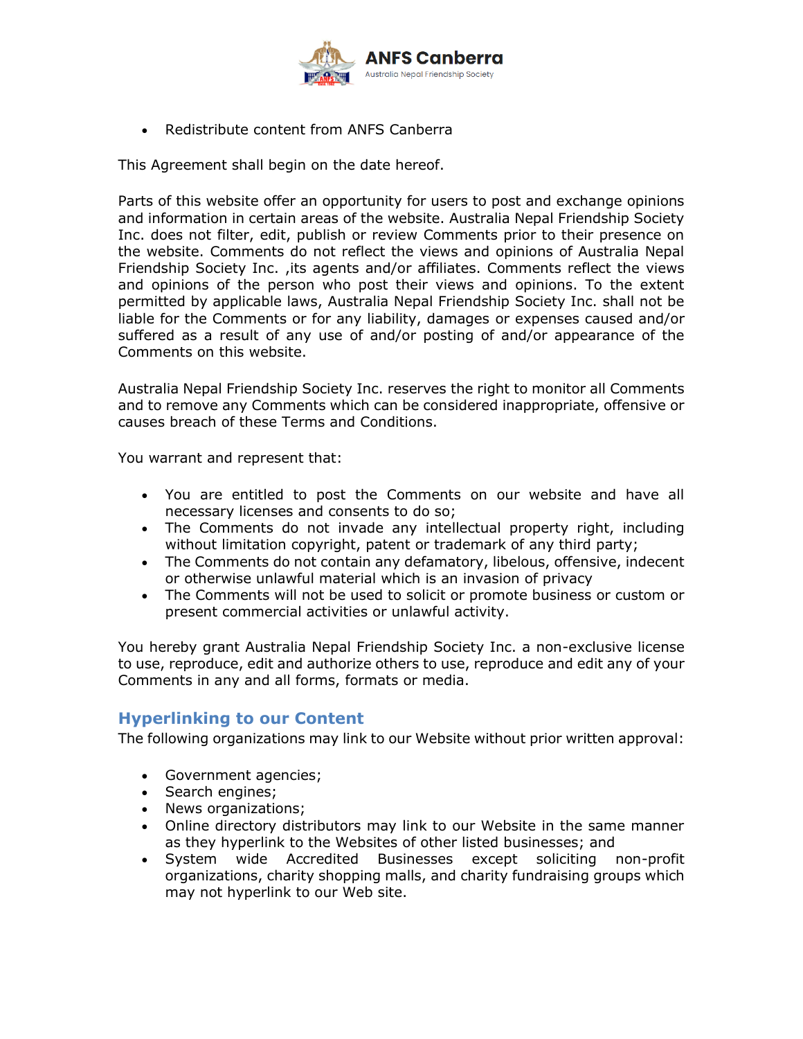- Redistribute content from ANFS Canberra

This Agreement shall begin on the date hereof.

Parts of this website offer an opportunity for users to post and exchange opinions and information in certain areas of the website. Australia Nepal Friendship Society Inc. does not filter, edit, publish or review Comments prior to their presence on the website. Comments do not reflect the views and opinions of Australia Nepal Friendship Society Inc. ,its agents and/or affiliates. Comments reflect the views and opinions of the person who post their views and opinions. To the extent permitted by applicable laws, Australia Nepal Friendship Society Inc. shall not be liable for the Comments or for any liability, damages or expenses caused and/or suffered as a result of any use of and/or posting of and/or appearance of the Comments on this website.

Australia Nepal Friendship Society Inc. reserves the right to monitor all Comments and to remove any Comments which can be considered inappropriate, offensive or causes breach of these Terms and Conditions.

You warrant and represent that:

- You are entitled to post the Comments on our website and have all necessary licenses and consents to do so;
- The Comments do not invade any intellectual property right, including without limitation copyright, patent or trademark of any third party;
- The Comments do not contain any defamatory, libelous, offensive, indecent or otherwise unlawful material which is an invasion of privacy
- The Comments will not be used to solicit or promote business or custom or present commercial activities or unlawful activity.

You hereby grant Australia Nepal Friendship Society Inc. a non-exclusive license to use, reproduce, edit and authorize others to use, reproduce and edit any of your Comments in any and all forms, formats or media.

## Hyperlinking to our Content

The following organizations may link to our Website without prior written approval:

- Government agencies;
- Search engines;
- News organizations;
- Online directory distributors may link to our Website in the same manner as they hyperlink to the Websites of other listed businesses; and
- System wide Accredited Businesses except soliciting non-profit organizations, charity shopping malls, and charity fundraising groups which may not hyperlink to our Web site.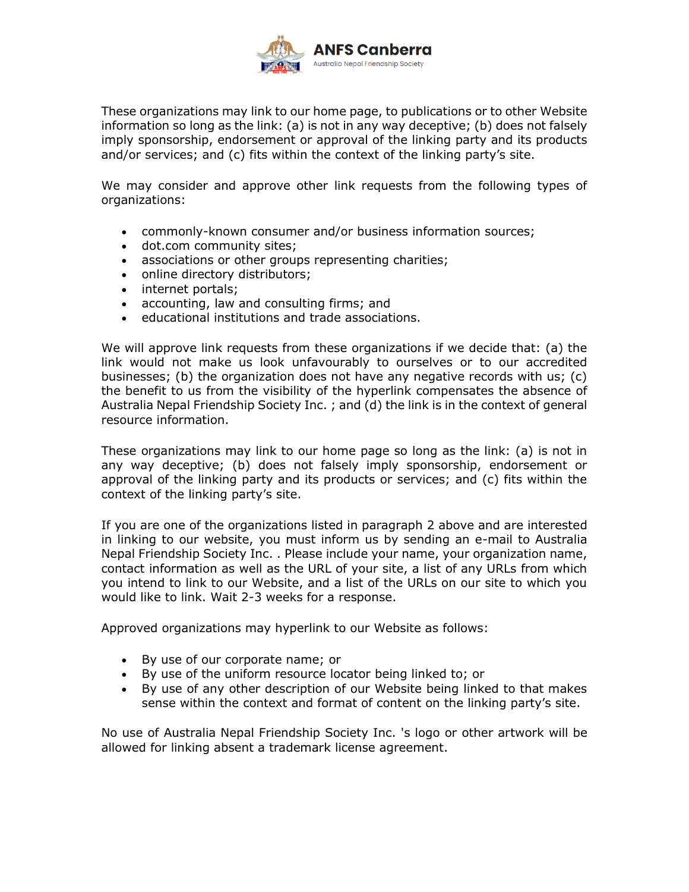These organizations may link to our home page, to publications or to other Website information so long as the link: (a) is not in any way deceptive; (b) does not falsely imply sponsorship, endorsement or approval of the linking party and its products and/or services; and (c) fits within the context of the linking party's site.

We may consider and approve other link requests from the following types of organizations:

- commonly-known consumer and/or business information sources;
- dot.com community sites;
- associations or other groups representing charities;
- online directory distributors;
- internet portals;
- accounting, law and consulting firms; and
- educational institutions and trade associations.

We will approve link requests from these organizations if we decide that: (a) the link would not make us look unfavourably to ourselves or to our accredited businesses; (b) the organization does not have any negative records with us; (c) the benefit to us from the visibility of the hyperlink compensates the absence of Australia Nepal Friendship Society Inc. ; and (d) the link is in the context of general resource information.

These organizations may link to our home page so long as the link: (a) is not in any way deceptive; (b) does not falsely imply sponsorship, endorsement or approval of the linking party and its products or services; and (c) fits within the context of the linking party's site.

If you are one of the organizations listed in paragraph 2 above and are interested in linking to our website, you must inform us by sending an e-mail to Australia Nepal Friendship Society Inc. . Please include your name, your organization name, contact information as well as the URL of your site, a list of any URLs from which you intend to link to our Website, and a list of the URLs on our site to which you would like to link. Wait 2-3 weeks for a response.

Approved organizations may hyperlink to our Website as follows:

- By use of our corporate name; or
- By use of the uniform resource locator being linked to; or
- By use of any other description of our Website being linked to that makes sense within the context and format of content on the linking party's site.

No use of Australia Nepal Friendship Society Inc. 's logo or other artwork will be allowed for linking absent a trademark license agreement.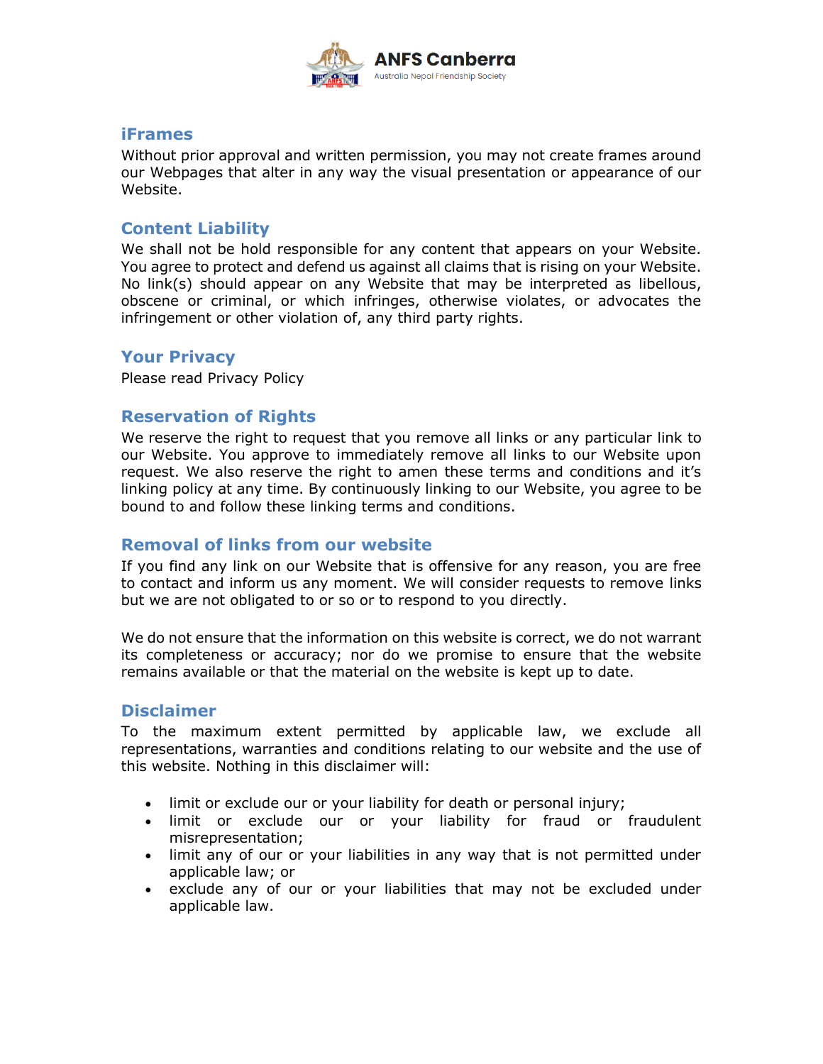## iFrames

Without prior approval and written permission, you may not create frames around our Webpages that alter in any way the visual presentation or appearance of our Website.

## Content Liability

We shall not be hold responsible for any content that appears on your Website. You agree to protect and defend us against all claims that is rising on your Website. No link(s) should appear on any Website that may be interpreted as libellous, obscene or criminal, or which infringes, otherwise violates, or advocates the infringement or other violation of, any third party rights.

## Your Privacy

Please read Privacy Policy

## Reservation of Rights

We reserve the right to request that you remove all links or any particular link to our Website. You approve to immediately remove all links to our Website upon request. We also reserve the right to amen these terms and conditions and it's linking policy at any time. By continuously linking to our Website, you agree to be bound to and follow these linking terms and conditions.

## Removal of links from our website

If you find any link on our Website that is offensive for any reason, you are free to contact and inform us any moment. We will consider requests to remove links but we are not obligated to or so or to respond to you directly.

We do not ensure that the information on this website is correct, we do not warrant its completeness or accuracy; nor do we promise to ensure that the website remains available or that the material on the website is kept up to date.

## Disclaimer

To the maximum extent permitted by applicable law, we exclude all representations, warranties and conditions relating to our website and the use of this website. Nothing in this disclaimer will:

- limit or exclude our or your liability for death or personal injury;
- limit or exclude our or your liability for fraud or fraudulent misrepresentation;
- limit any of our or your liabilities in any way that is not permitted under applicable law; or
- exclude any of our or your liabilities that may not be excluded under applicable law.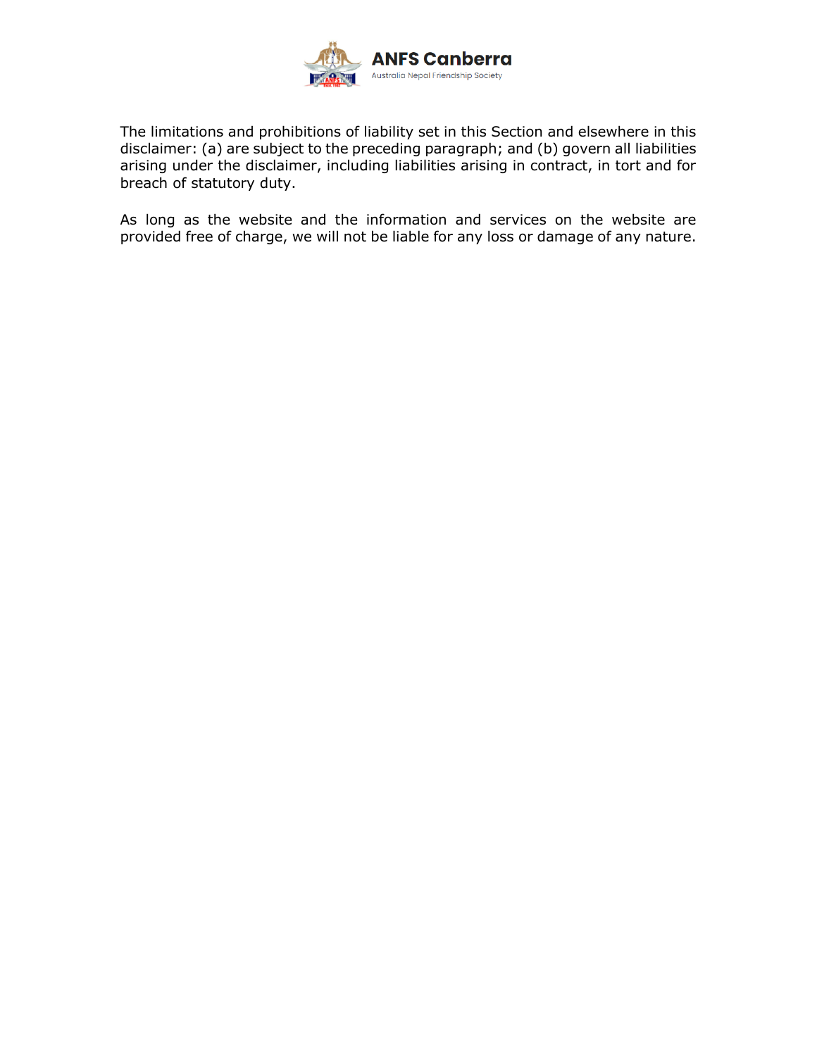The limitations and prohibitions of liability set in this Section and elsewhere in this disclaimer: (a) are subject to the preceding paragraph; and (b) govern all liabilities arising under the disclaimer, including liabilities arising in contract, in tort and for breach of statutory duty.

As long as the website and the information and services on the website are provided free of charge, we will not be liable for any loss or damage of any nature.